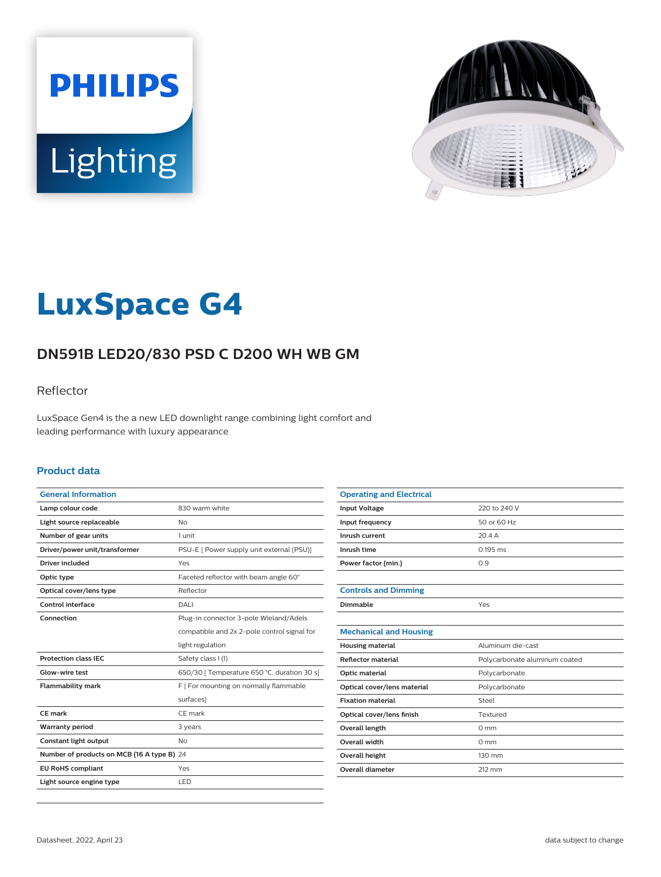# LuxSpace G4

## DN591B LED20/830 PSD C D200 WH WB GM

Reflector

LuxSpace Gen4 is the a new LED downlight range combining light comfort and leading performance with luxury appearance

### Product data

| General Information | |
|---|---|
| Lamp colour code | 830 warm white |
| Light source replaceable | No |
| Number of gear units | 1 unit |
| Driver/power unit/transformer | PSU-E [ Power supply unit external (PSU)] |
| Driver included | Yes |
| Optic type | Faceted reflector with beam angle 60° |
| Optical cover/lens type | Reflector |
| Control interface | DALI |
| Connection | Plug-in connector 3-pole Wieland/Adels compatible and 2x 2-pole control signal for light regulation |
| Protection class IEC | Safety class I (I) |
| Glow-wire test | 650/30 [ Temperature 650 °C, duration 30 s] |
| Flammability mark | F [ For mounting on normally flammable surfaces] |
| CE mark | CE mark |
| Warranty period | 3 years |
| Constant light output | No |
| Number of products on MCB (16 A type B) | 24 |
| EU RoHS compliant | Yes |
| Light source engine type | LED |

| Operating and Electrical | |
|---|---|
| Input Voltage | 220 to 240 V |
| Input frequency | 50 or 60 Hz |
| Inrush current | 20.4 A |
| Inrush time | 0.195 ms |
| Power factor (min.) | 0.9 |

| Controls and Dimming | |
|---|---|
| Dimmable | Yes |

| Mechanical and Housing | |
|---|---|
| Housing material | Aluminum die-cast |
| Reflector material | Polycarbonate aluminum coated |
| Optic material | Polycarbonate |
| Optical cover/lens material | Polycarbonate |
| Fixation material | Steel |
| Optical cover/lens finish | Textured |
| Overall length | 0 mm |
| Overall width | 0 mm |
| Overall height | 130 mm |
| Overall diameter | 212 mm |

Datasheet, 2022, April 23

data subject to change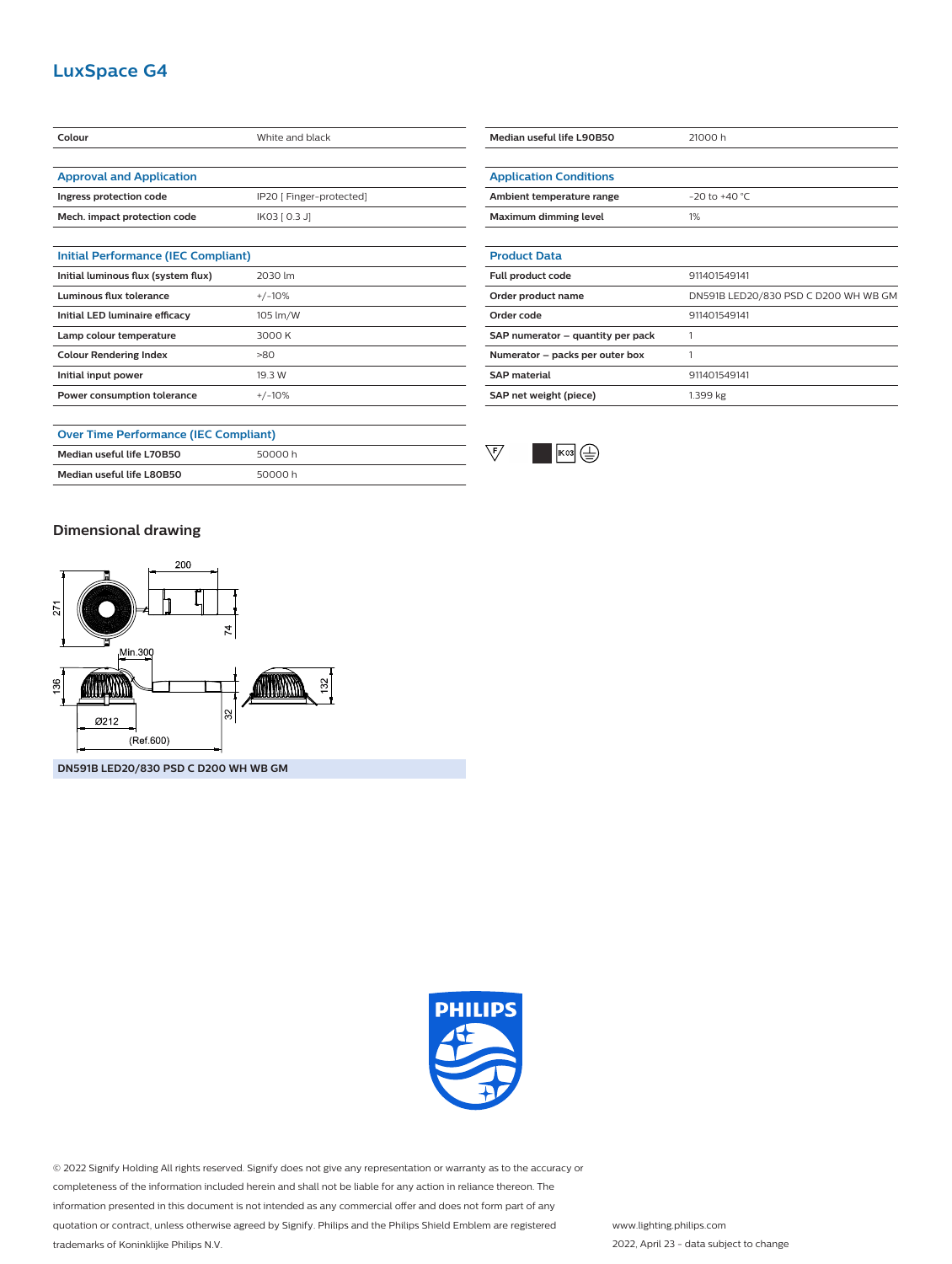# LuxSpace G4

| | |
|---|---|
| Colour | White and black |

## Approval and Application

| | |
|---|---|
| Ingress protection code | IP20 [ Finger-protected] |
| Mech. impact protection code | IK03 [ 0.3 J] |

## Initial Performance (IEC Compliant)

| | |
|---|---|
| Initial luminous flux (system flux) | 2030 lm |
| Luminous flux tolerance | +/-10% |
| Initial LED luminaire efficacy | 105 lm/W |
| Lamp colour temperature | 3000 K |
| Colour Rendering Index | >80 |
| Initial input power | 19.3 W |
| Power consumption tolerance | +/-10% |

## Over Time Performance (IEC Compliant)

| | |
|---|---|
| Median useful life L70B50 | 50000 h |
| Median useful life L80B50 | 50000 h |
| Median useful life L90B50 | 21000 h |

## Application Conditions

| | |
|---|---|
| Ambient temperature range | -20 to +40 °C |
| Maximum dimming level | 1% |

## Product Data

| | |
|---|---|
| Full product code | 911401549141 |
| Order product name | DN591B LED20/830 PSD C D200 WH WB GM |
| Order code | 911401549141 |
| SAP numerator – quantity per pack | 1 |
| Numerator – packs per outer box | 1 |
| SAP material | 911401549141 |
| SAP net weight (piece) | 1.399 kg |

## Dimensional drawing

200
271
74
Min.300
136
Ø212
(Ref.600)
32
132

DN591B LED20/830 PSD C D200 WH WB GM

© 2022 Signify Holding All rights reserved. Signify does not give any representation or warranty as to the accuracy or completeness of the information included herein and shall not be liable for any action in reliance thereon. The information presented in this document is not intended as any commercial offer and does not form part of any quotation or contract, unless otherwise agreed by Signify. Philips and the Philips Shield Emblem are registered trademarks of Koninklijke Philips N.V.

www.lighting.philips.com

2022, April 23 - data subject to change